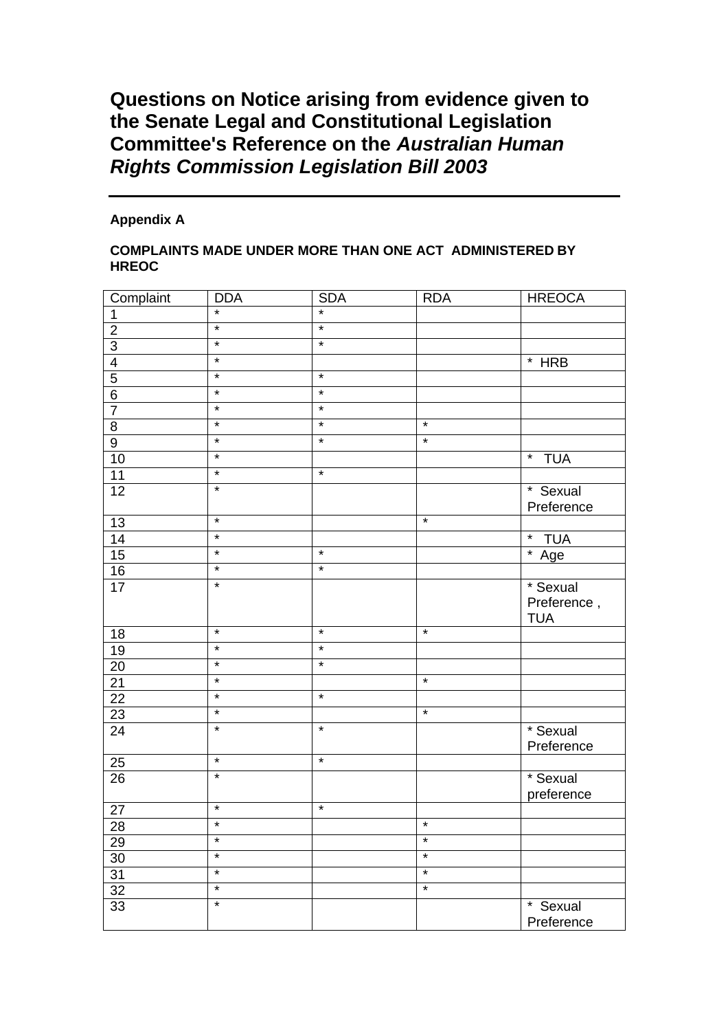# Questions on Notice arising from evidence given to the Senate Legal and Constitutional Legislation Committee's Reference on the *Australian Human Rights Commission Legislation Bill 2003*

**Appendix A**

**COMPLAINTS MADE UNDER MORE THAN ONE ACT ADMINISTERED BY HREOC**

| Complaint | DDA | SDA | RDA | HREOCA |
|---|---|---|---|---|
| 1 | * | * | | |
| 2 | * | * | | |
| 3 | * | * | | |
| 4 | * | | | * HRB |
| 5 | * | * | | |
| 6 | * | * | | |
| 7 | * | * | | |
| 8 | * | * | * | |
| 9 | * | * | * | |
| 10 | * | | | * TUA |
| 11 | * | * | | |
| 12 | * | | | * Sexual Preference |
| 13 | * | | * | |
| 14 | * | | | * TUA |
| 15 | * | * | | * Age |
| 16 | * | * | | |
| 17 | * | | | * Sexual Preference , TUA |
| 18 | * | * | * | |
| 19 | * | * | | |
| 20 | * | * | | |
| 21 | * | | * | |
| 22 | * | * | | |
| 23 | * | | * | |
| 24 | * | * | | * Sexual Preference |
| 25 | * | * | | |
| 26 | * | | | * Sexual preference |
| 27 | * | * | | |
| 28 | * | | * | |
| 29 | * | | * | |
| 30 | * | | * | |
| 31 | * | | * | |
| 32 | * | | * | |
| 33 | * | | | * Sexual Preference |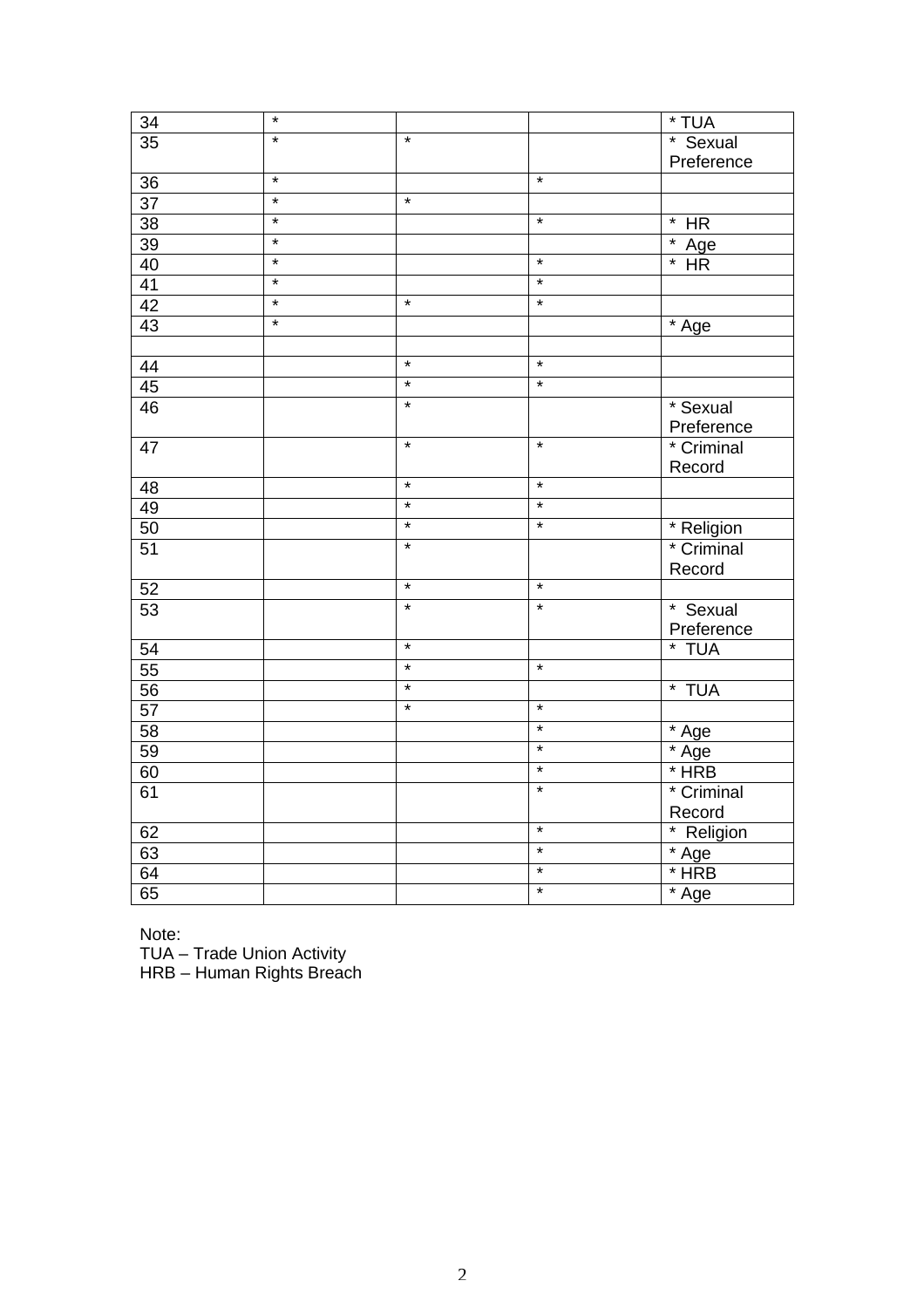| | | | | |
|---|---|---|---|---|
| 34 | * | | | * TUA |
| 35 | * | * | | * Sexual Preference |
| 36 | * | | * | |
| 37 | * | * | | |
| 38 | * | | * | * HR |
| 39 | * | | | * Age |
| 40 | * | | * | * HR |
| 41 | * | | * | |
| 42 | * | * | * | |
| 43 | * | | | * Age |
| | | | | |
| 44 | | * | * | |
| 45 | | * | * | |
| 46 | | * | | * Sexual Preference |
| 47 | | * | * | * Criminal Record |
| 48 | | * | * | |
| 49 | | * | * | |
| 50 | | * | * | * Religion |
| 51 | | * | | * Criminal Record |
| 52 | | * | * | |
| 53 | | * | * | * Sexual Preference |
| 54 | | * | | * TUA |
| 55 | | * | * | |
| 56 | | * | | * TUA |
| 57 | | * | * | |
| 58 | | | * | * Age |
| 59 | | | * | * Age |
| 60 | | | * | * HRB |
| 61 | | | * | * Criminal Record |
| 62 | | | * | * Religion |
| 63 | | | * | * Age |
| 64 | | | * | * HRB |
| 65 | | | * | * Age |

Note:
TUA – Trade Union Activity
HRB – Human Rights Breach